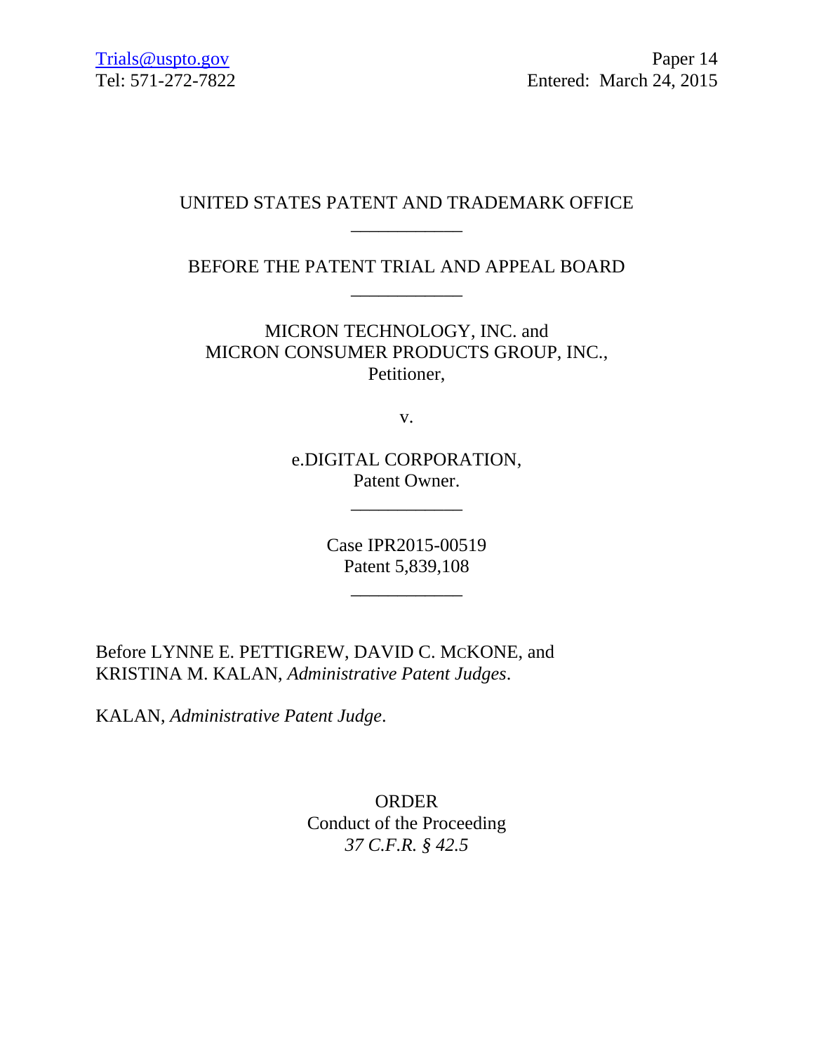Trials@uspto.gov
Tel: 571-272-7822

Paper 14
Entered: March 24, 2015

UNITED STATES PATENT AND TRADEMARK OFFICE

____________

BEFORE THE PATENT TRIAL AND APPEAL BOARD

____________

MICRON TECHNOLOGY, INC. and
MICRON CONSUMER PRODUCTS GROUP, INC.,
Petitioner,

v.

e.DIGITAL CORPORATION,
Patent Owner.

____________

Case IPR2015-00519
Patent 5,839,108

____________

Before LYNNE E. PETTIGREW, DAVID C. MCKONE, and KRISTINA M. KALAN, *Administrative Patent Judges*.

KALAN, *Administrative Patent Judge*.

ORDER
Conduct of the Proceeding
*37 C.F.R. § 42.5*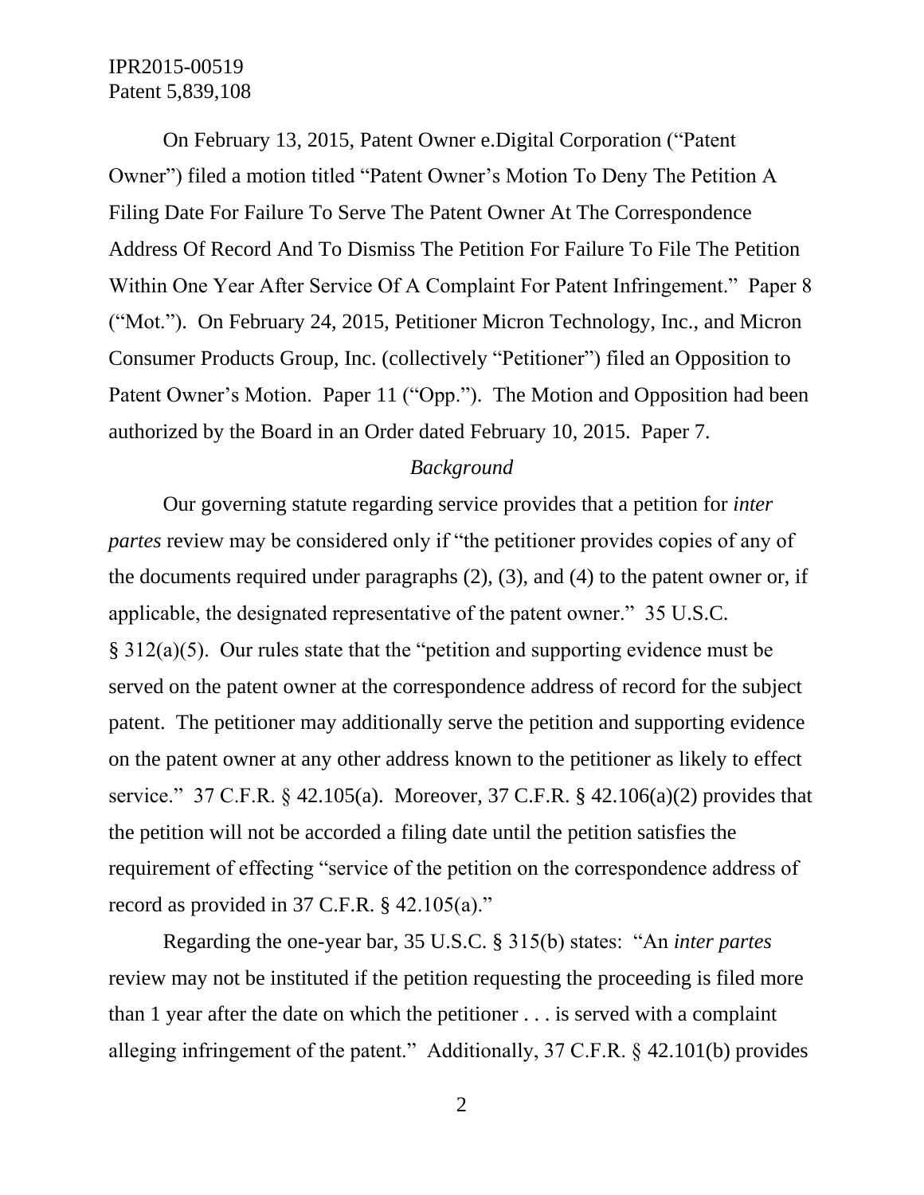On February 13, 2015, Patent Owner e.Digital Corporation ("Patent Owner") filed a motion titled "Patent Owner's Motion To Deny The Petition A Filing Date For Failure To Serve The Patent Owner At The Correspondence Address Of Record And To Dismiss The Petition For Failure To File The Petition Within One Year After Service Of A Complaint For Patent Infringement." Paper 8 ("Mot."). On February 24, 2015, Petitioner Micron Technology, Inc., and Micron Consumer Products Group, Inc. (collectively "Petitioner") filed an Opposition to Patent Owner's Motion. Paper 11 ("Opp."). The Motion and Opposition had been authorized by the Board in an Order dated February 10, 2015. Paper 7.

*Background*

Our governing statute regarding service provides that a petition for *inter partes* review may be considered only if "the petitioner provides copies of any of the documents required under paragraphs (2), (3), and (4) to the patent owner or, if applicable, the designated representative of the patent owner." 35 U.S.C. § 312(a)(5). Our rules state that the "petition and supporting evidence must be served on the patent owner at the correspondence address of record for the subject patent. The petitioner may additionally serve the petition and supporting evidence on the patent owner at any other address known to the petitioner as likely to effect service." 37 C.F.R. § 42.105(a). Moreover, 37 C.F.R. § 42.106(a)(2) provides that the petition will not be accorded a filing date until the petition satisfies the requirement of effecting "service of the petition on the correspondence address of record as provided in 37 C.F.R. § 42.105(a)."

Regarding the one-year bar, 35 U.S.C. § 315(b) states: "An *inter partes* review may not be instituted if the petition requesting the proceeding is filed more than 1 year after the date on which the petitioner . . . is served with a complaint alleging infringement of the patent." Additionally, 37 C.F.R. § 42.101(b) provides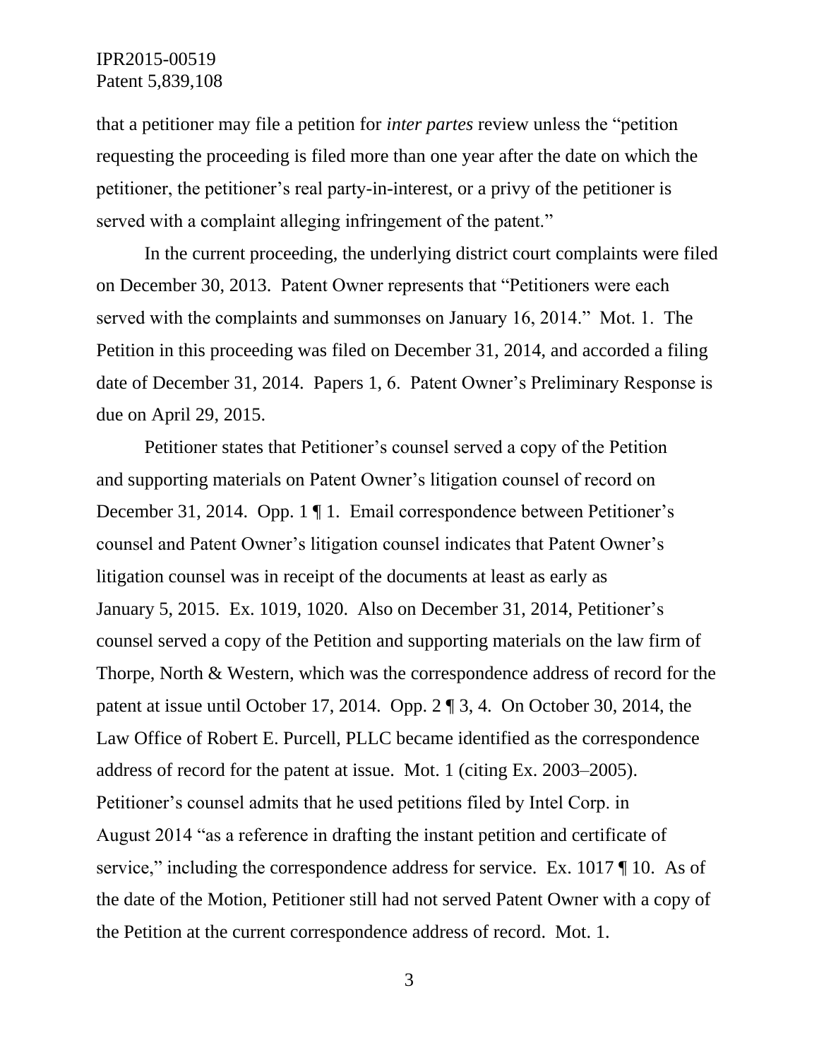that a petitioner may file a petition for *inter partes* review unless the "petition requesting the proceeding is filed more than one year after the date on which the petitioner, the petitioner's real party-in-interest, or a privy of the petitioner is served with a complaint alleging infringement of the patent."

In the current proceeding, the underlying district court complaints were filed on December 30, 2013. Patent Owner represents that "Petitioners were each served with the complaints and summonses on January 16, 2014." Mot. 1. The Petition in this proceeding was filed on December 31, 2014, and accorded a filing date of December 31, 2014. Papers 1, 6. Patent Owner's Preliminary Response is due on April 29, 2015.

Petitioner states that Petitioner's counsel served a copy of the Petition and supporting materials on Patent Owner's litigation counsel of record on December 31, 2014. Opp. 1 ¶ 1. Email correspondence between Petitioner's counsel and Patent Owner's litigation counsel indicates that Patent Owner's litigation counsel was in receipt of the documents at least as early as January 5, 2015. Ex. 1019, 1020. Also on December 31, 2014, Petitioner's counsel served a copy of the Petition and supporting materials on the law firm of Thorpe, North & Western, which was the correspondence address of record for the patent at issue until October 17, 2014. Opp. 2 ¶ 3, 4. On October 30, 2014, the Law Office of Robert E. Purcell, PLLC became identified as the correspondence address of record for the patent at issue. Mot. 1 (citing Ex. 2003–2005). Petitioner's counsel admits that he used petitions filed by Intel Corp. in August 2014 "as a reference in drafting the instant petition and certificate of service," including the correspondence address for service. Ex. 1017 ¶ 10. As of the date of the Motion, Petitioner still had not served Patent Owner with a copy of the Petition at the current correspondence address of record. Mot. 1.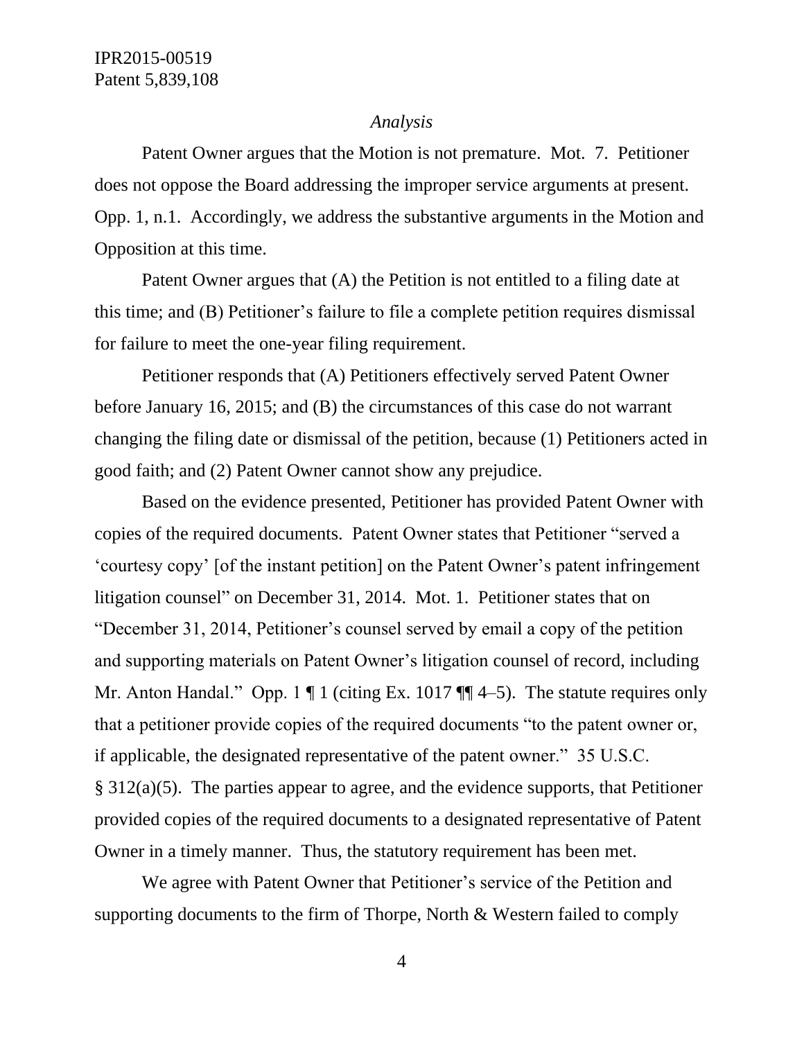*Analysis*

Patent Owner argues that the Motion is not premature. Mot. 7. Petitioner does not oppose the Board addressing the improper service arguments at present. Opp. 1, n.1. Accordingly, we address the substantive arguments in the Motion and Opposition at this time.

Patent Owner argues that (A) the Petition is not entitled to a filing date at this time; and (B) Petitioner's failure to file a complete petition requires dismissal for failure to meet the one-year filing requirement.

Petitioner responds that (A) Petitioners effectively served Patent Owner before January 16, 2015; and (B) the circumstances of this case do not warrant changing the filing date or dismissal of the petition, because (1) Petitioners acted in good faith; and (2) Patent Owner cannot show any prejudice.

Based on the evidence presented, Petitioner has provided Patent Owner with copies of the required documents. Patent Owner states that Petitioner "served a 'courtesy copy' [of the instant petition] on the Patent Owner's patent infringement litigation counsel" on December 31, 2014. Mot. 1. Petitioner states that on "December 31, 2014, Petitioner's counsel served by email a copy of the petition and supporting materials on Patent Owner's litigation counsel of record, including Mr. Anton Handal." Opp. 1 ¶ 1 (citing Ex. 1017 ¶¶ 4–5). The statute requires only that a petitioner provide copies of the required documents "to the patent owner or, if applicable, the designated representative of the patent owner." 35 U.S.C. § 312(a)(5). The parties appear to agree, and the evidence supports, that Petitioner provided copies of the required documents to a designated representative of Patent Owner in a timely manner. Thus, the statutory requirement has been met.

We agree with Patent Owner that Petitioner's service of the Petition and supporting documents to the firm of Thorpe, North & Western failed to comply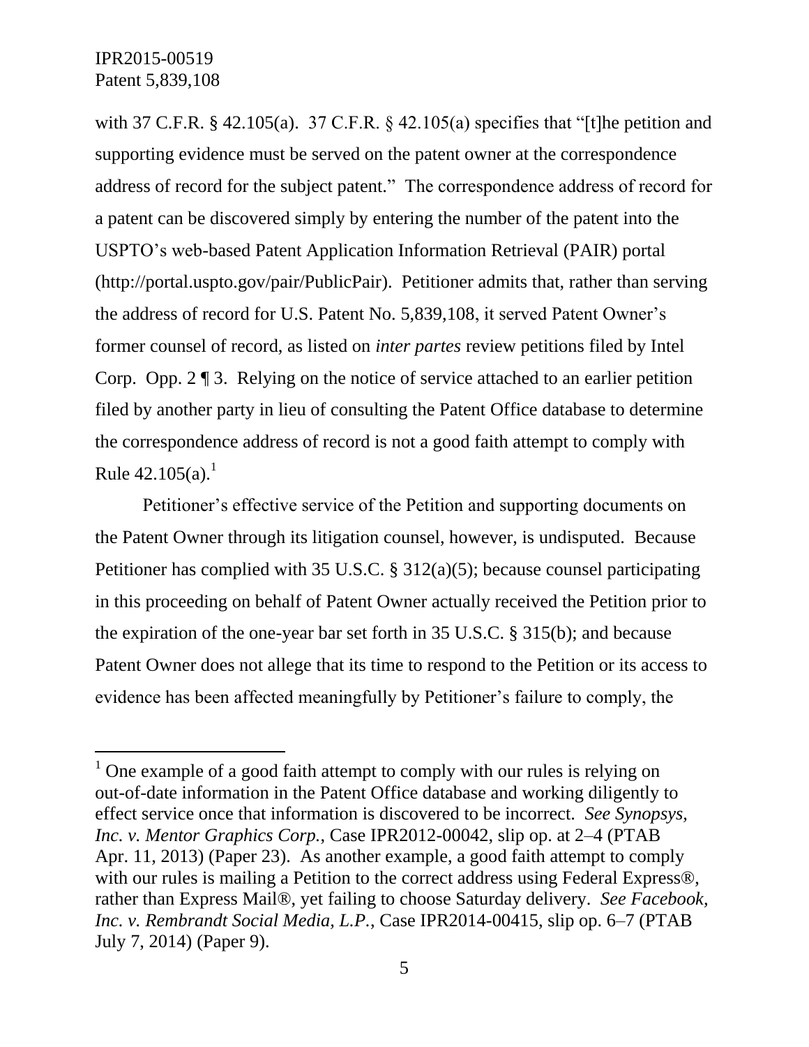with 37 C.F.R. § 42.105(a). 37 C.F.R. § 42.105(a) specifies that "[t]he petition and supporting evidence must be served on the patent owner at the correspondence address of record for the subject patent." The correspondence address of record for a patent can be discovered simply by entering the number of the patent into the USPTO's web-based Patent Application Information Retrieval (PAIR) portal (http://portal.uspto.gov/pair/PublicPair). Petitioner admits that, rather than serving the address of record for U.S. Patent No. 5,839,108, it served Patent Owner's former counsel of record, as listed on *inter partes* review petitions filed by Intel Corp. Opp. 2 ¶ 3. Relying on the notice of service attached to an earlier petition filed by another party in lieu of consulting the Patent Office database to determine the correspondence address of record is not a good faith attempt to comply with Rule 42.105(a).[1]

Petitioner's effective service of the Petition and supporting documents on the Patent Owner through its litigation counsel, however, is undisputed. Because Petitioner has complied with 35 U.S.C. § 312(a)(5); because counsel participating in this proceeding on behalf of Patent Owner actually received the Petition prior to the expiration of the one-year bar set forth in 35 U.S.C. § 315(b); and because Patent Owner does not allege that its time to respond to the Petition or its access to evidence has been affected meaningfully by Petitioner's failure to comply, the

---

[1] One example of a good faith attempt to comply with our rules is relying on out-of-date information in the Patent Office database and working diligently to effect service once that information is discovered to be incorrect. *See Synopsys, Inc. v. Mentor Graphics Corp.*, Case IPR2012-00042, slip op. at 2–4 (PTAB Apr. 11, 2013) (Paper 23). As another example, a good faith attempt to comply with our rules is mailing a Petition to the correct address using Federal Express®, rather than Express Mail®, yet failing to choose Saturday delivery. *See Facebook, Inc. v. Rembrandt Social Media, L.P.*, Case IPR2014-00415, slip op. 6–7 (PTAB July 7, 2014) (Paper 9).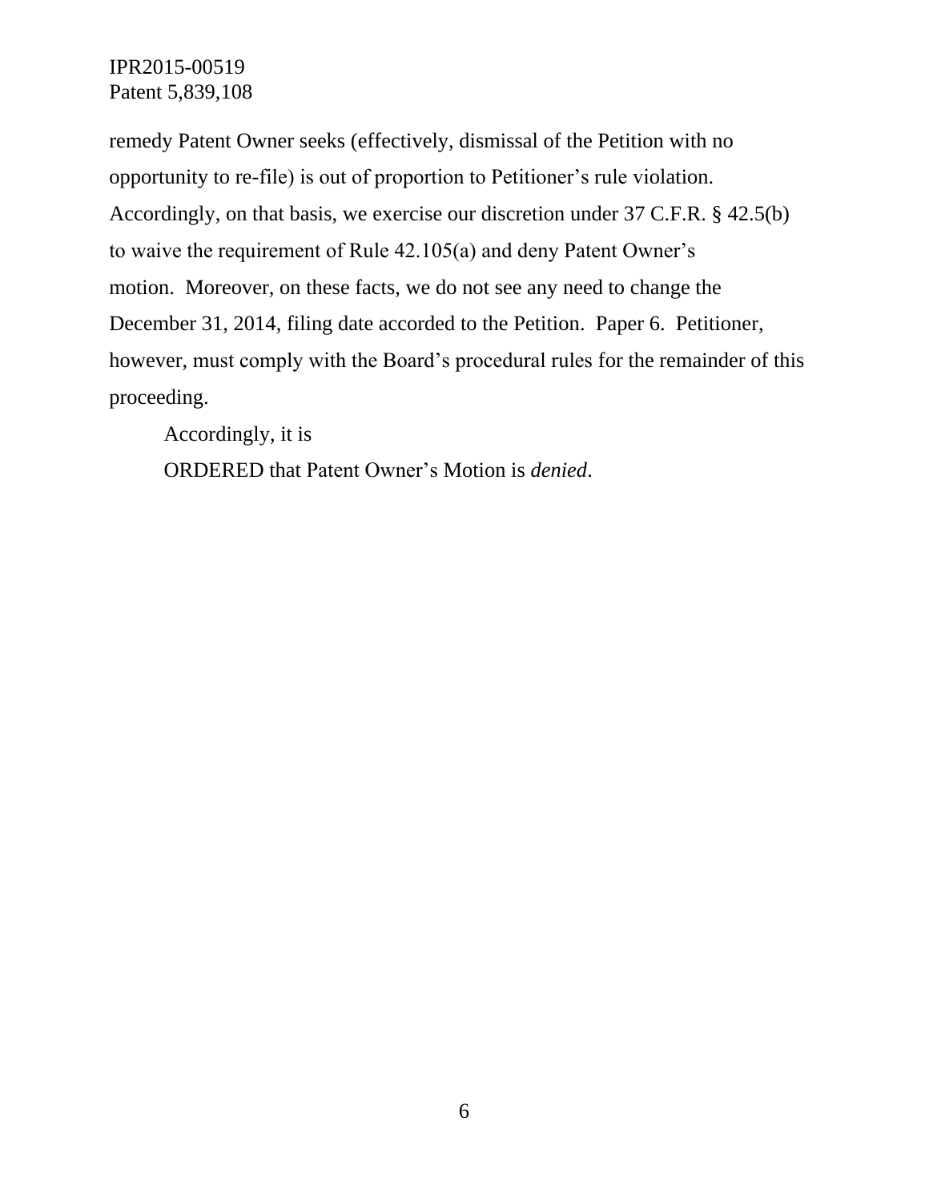remedy Patent Owner seeks (effectively, dismissal of the Petition with no opportunity to re-file) is out of proportion to Petitioner's rule violation. Accordingly, on that basis, we exercise our discretion under 37 C.F.R. § 42.5(b) to waive the requirement of Rule 42.105(a) and deny Patent Owner's motion. Moreover, on these facts, we do not see any need to change the December 31, 2014, filing date accorded to the Petition. Paper 6. Petitioner, however, must comply with the Board's procedural rules for the remainder of this proceeding.

Accordingly, it is

ORDERED that Patent Owner's Motion is *denied*.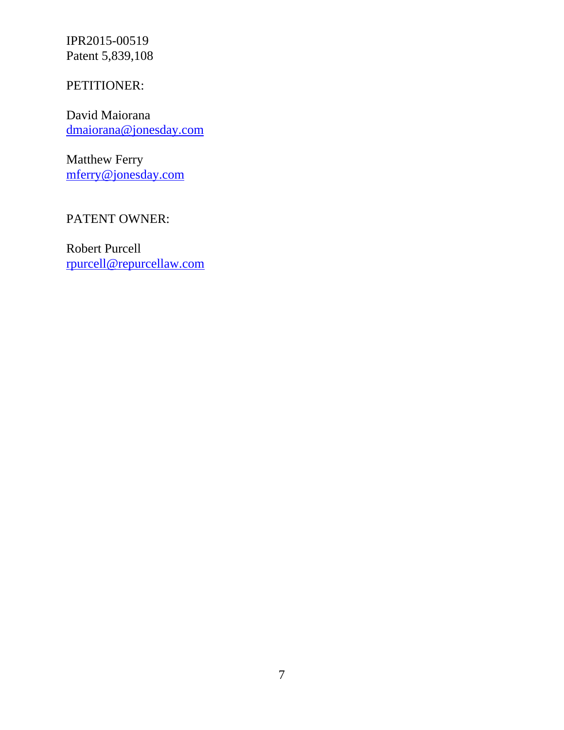IPR2015-00519
Patent 5,839,108

PETITIONER:

David Maiorana
dmaiorana@jonesday.com

Matthew Ferry
mferry@jonesday.com

PATENT OWNER:

Robert Purcell
rpurcell@repurcellaw.com